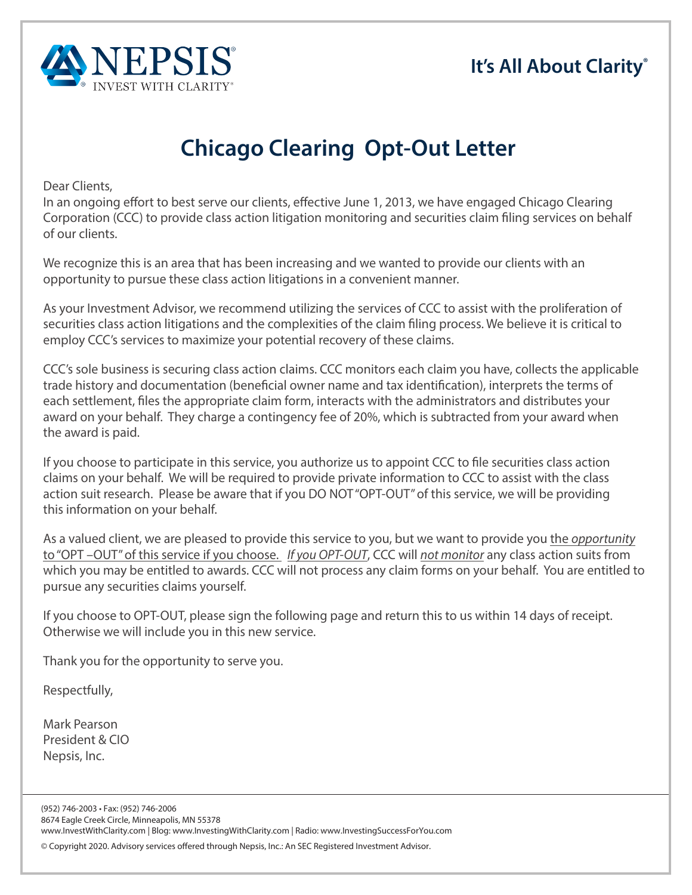NEPSIS® INVEST WITH CLARITY®

**It's All About Clarity®**

# Chicago Clearing Opt-Out Letter

Dear Clients,

In an ongoing effort to best serve our clients, effective June 1, 2013, we have engaged Chicago Clearing Corporation (CCC) to provide class action litigation monitoring and securities claim filing services on behalf of our clients.

We recognize this is an area that has been increasing and we wanted to provide our clients with an opportunity to pursue these class action litigations in a convenient manner.

As your Investment Advisor, we recommend utilizing the services of CCC to assist with the proliferation of securities class action litigations and the complexities of the claim filing process. We believe it is critical to employ CCC's services to maximize your potential recovery of these claims.

CCC's sole business is securing class action claims. CCC monitors each claim you have, collects the applicable trade history and documentation (beneficial owner name and tax identification), interprets the terms of each settlement, files the appropriate claim form, interacts with the administrators and distributes your award on your behalf. They charge a contingency fee of 20%, which is subtracted from your award when the award is paid.

If you choose to participate in this service, you authorize us to appoint CCC to file securities class action claims on your behalf. We will be required to provide private information to CCC to assist with the class action suit research. Please be aware that if you DO NOT "OPT-OUT" of this service, we will be providing this information on your behalf.

As a valued client, we are pleased to provide this service to you, but we want to provide you the *opportunity* to "OPT –OUT" of this service if you choose. *If you OPT-OUT*, CCC will *not monitor* any class action suits from which you may be entitled to awards. CCC will not process any claim forms on your behalf. You are entitled to pursue any securities claims yourself.

If you choose to OPT-OUT, please sign the following page and return this to us within 14 days of receipt. Otherwise we will include you in this new service.

Thank you for the opportunity to serve you.

Respectfully,

Mark Pearson
President & CIO
Nepsis, Inc.

(952) 746-2003 • Fax: (952) 746-2006
8674 Eagle Creek Circle, Minneapolis, MN 55378
www.InvestWithClarity.com | Blog: www.InvestingWithClarity.com | Radio: www.InvestingSuccessForYou.com

© Copyright 2020. Advisory services offered through Nepsis, Inc.: An SEC Registered Investment Advisor.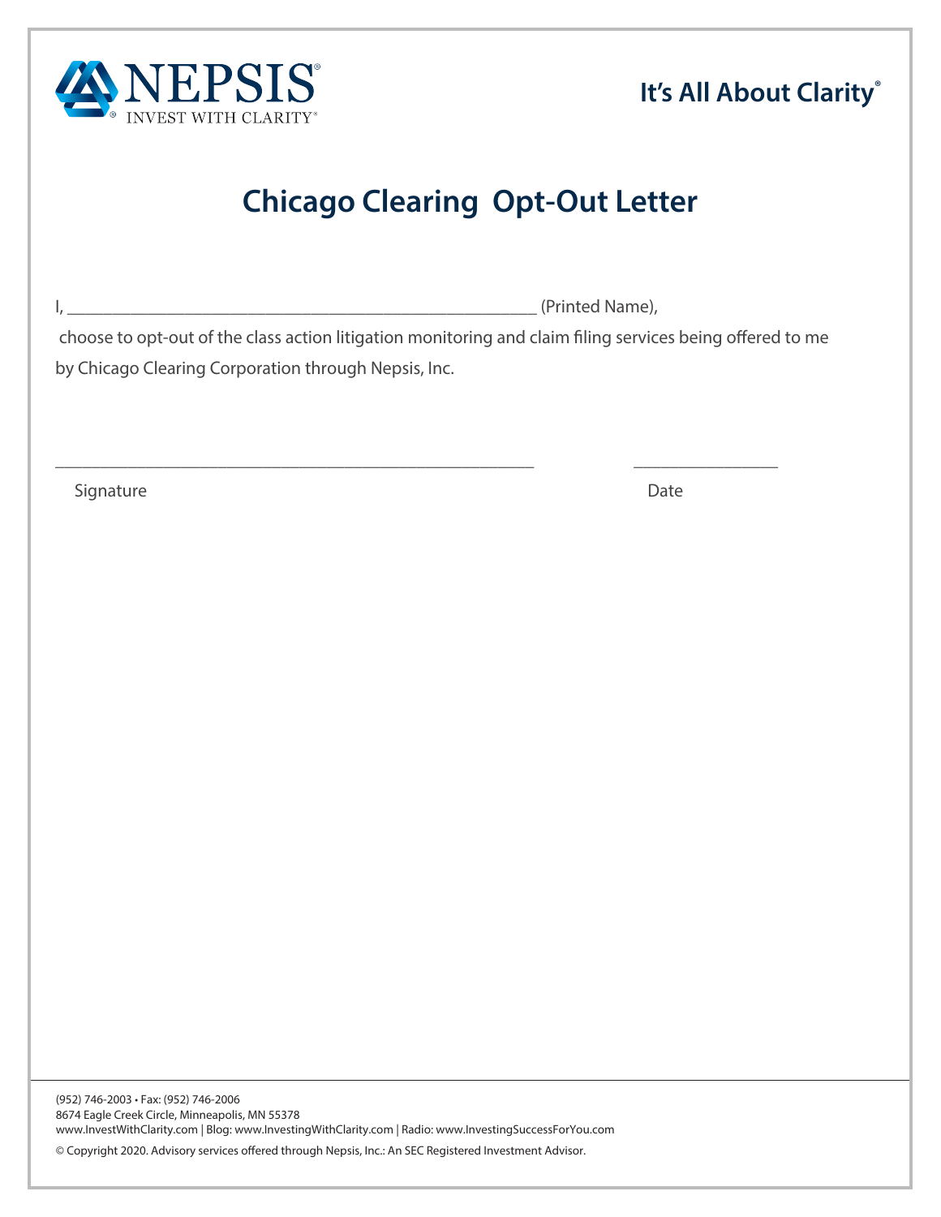NEPSIS®

INVEST WITH CLARITY®

**It's All About Clarity®**

# Chicago Clearing Opt-Out Letter

I, ____________________________________________________ (Printed Name),

choose to opt-out of the class action litigation monitoring and claim filing services being offered to me by Chicago Clearing Corporation through Nepsis, Inc.

_____________________________________________________ ________________

Signature Date

(952) 746-2003 • Fax: (952) 746-2006
8674 Eagle Creek Circle, Minneapolis, MN 55378
www.InvestWithClarity.com | Blog: www.InvestingWithClarity.com | Radio: www.InvestingSuccessForYou.com

© Copyright 2020. Advisory services offered through Nepsis, Inc.: An SEC Registered Investment Advisor.